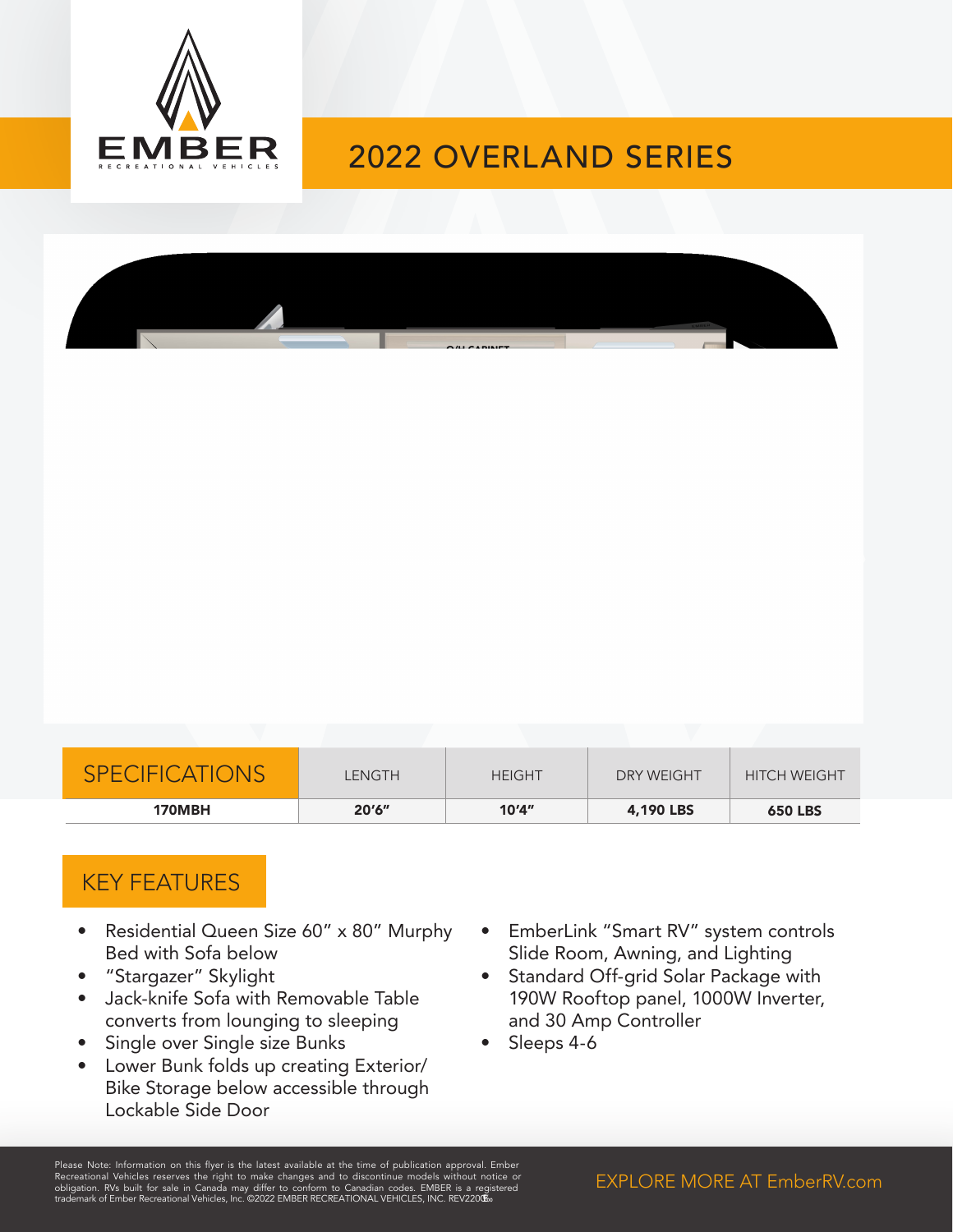# 2022 OVERLAND SERIES

| SPECIFICATIONS | LENGTH | HEIGHT | DRY WEIGHT | HITCH WEIGHT |
|---|---|---|---|---|
| **170MBH** | **20'6"** | **10'4"** | **4,190 LBS** | **650 LBS** |

## KEY FEATURES

- Residential Queen Size 60" x 80" Murphy Bed with Sofa below
- "Stargazer" Skylight
- Jack-knife Sofa with Removable Table converts from lounging to sleeping
- Single over Single size Bunks
- Lower Bunk folds up creating Exterior/ Bike Storage below accessible through Lockable Side Door
- EmberLink "Smart RV" system controls Slide Room, Awning, and Lighting
- Standard Off-grid Solar Package with 190W Rooftop panel, 1000W Inverter, and 30 Amp Controller
- Sleeps 4-6

Please Note: Information on this flyer is the latest available at the time of publication approval. Ember Recreational Vehicles reserves the right to make changes and to discontinue models without notice or obligation. RVs built for sale in Canada may differ to conform to Canadian codes. EMBER is a registered trademark of Ember Recreational Vehicles, Inc. ©2022 EMBER RECREATIONAL VEHICLES, INC. REV2206

EXPLORE MORE AT EmberRV.com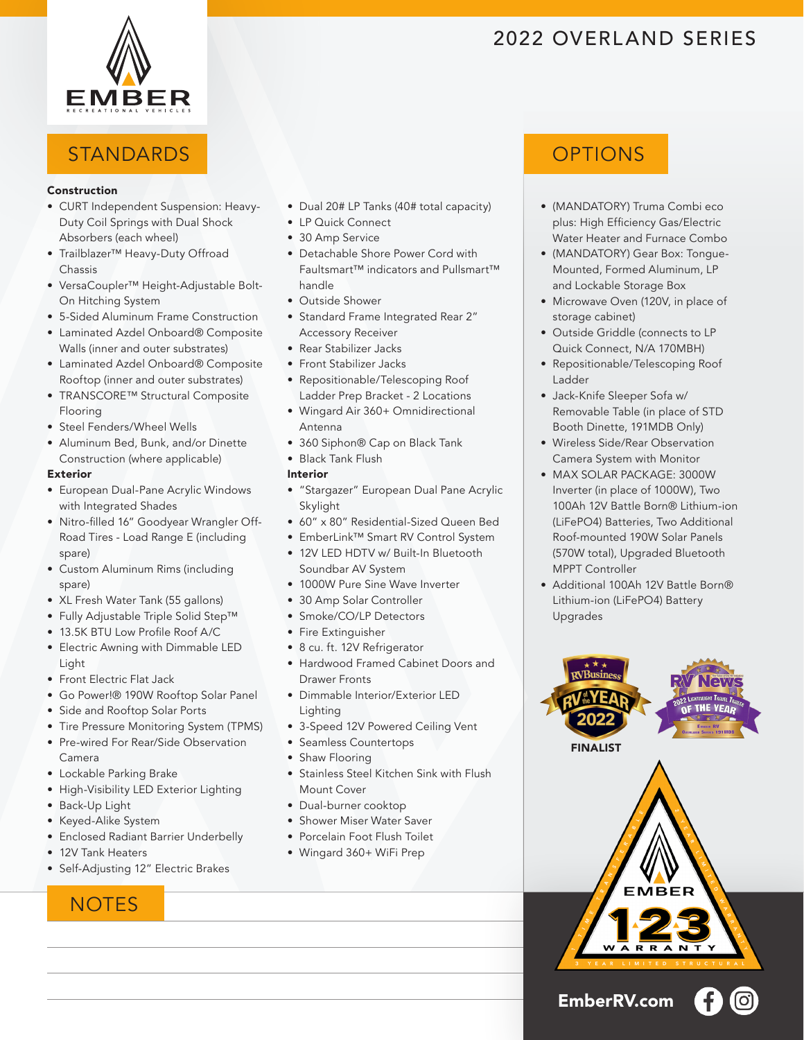# 2022 OVERLAND SERIES

## STANDARDS

**Construction**

- CURT Independent Suspension: Heavy-Duty Coil Springs with Dual Shock Absorbers (each wheel)
- Trailblazer™ Heavy-Duty Offroad Chassis
- VersaCoupler™ Height-Adjustable Bolt-On Hitching System
- 5-Sided Aluminum Frame Construction
- Laminated Azdel Onboard® Composite Walls (inner and outer substrates)
- Laminated Azdel Onboard® Composite Rooftop (inner and outer substrates)
- TRANSCORE™ Structural Composite Flooring
- Steel Fenders/Wheel Wells
- Aluminum Bed, Bunk, and/or Dinette Construction (where applicable)

**Exterior**

- European Dual-Pane Acrylic Windows with Integrated Shades
- Nitro-filled 16" Goodyear Wrangler Off-Road Tires - Load Range E (including spare)
- Custom Aluminum Rims (including spare)
- XL Fresh Water Tank (55 gallons)
- Fully Adjustable Triple Solid Step™
- 13.5K BTU Low Profile Roof A/C
- Electric Awning with Dimmable LED Light
- Front Electric Flat Jack
- Go Power!® 190W Rooftop Solar Panel
- Side and Rooftop Solar Ports
- Tire Pressure Monitoring System (TPMS)
- Pre-wired For Rear/Side Observation Camera
- Lockable Parking Brake
- High-Visibility LED Exterior Lighting
- Back-Up Light
- Keyed-Alike System
- Enclosed Radiant Barrier Underbelly
- 12V Tank Heaters
- Self-Adjusting 12" Electric Brakes
- Dual 20# LP Tanks (40# total capacity)
- LP Quick Connect
- 30 Amp Service
- Detachable Shore Power Cord with Faultsmart™ indicators and Pullsmart™ handle
- Outside Shower
- Standard Frame Integrated Rear 2" Accessory Receiver
- Rear Stabilizer Jacks
- Front Stabilizer Jacks
- Repositionable/Telescoping Roof Ladder Prep Bracket - 2 Locations
- Wingard Air 360+ Omnidirectional Antenna
- 360 Siphon® Cap on Black Tank
- Black Tank Flush

**Interior**

- "Stargazer" European Dual Pane Acrylic Skylight
- 60" x 80" Residential-Sized Queen Bed
- EmberLink™ Smart RV Control System
- 12V LED HDTV w/ Built-In Bluetooth Soundbar AV System
- 1000W Pure Sine Wave Inverter
- 30 Amp Solar Controller
- Smoke/CO/LP Detectors
- Fire Extinguisher
- 8 cu. ft. 12V Refrigerator
- Hardwood Framed Cabinet Doors and Drawer Fronts
- Dimmable Interior/Exterior LED Lighting
- 3-Speed 12V Powered Ceiling Vent
- Seamless Countertops
- Shaw Flooring
- Stainless Steel Kitchen Sink with Flush Mount Cover
- Dual-burner cooktop
- Shower Miser Water Saver
- Porcelain Foot Flush Toilet
- Wingard 360+ WiFi Prep

## OPTIONS

- (MANDATORY) Truma Combi eco plus: High Efficiency Gas/Electric Water Heater and Furnace Combo
- (MANDATORY) Gear Box: Tongue-Mounted, Formed Aluminum, LP and Lockable Storage Box
- Microwave Oven (120V, in place of storage cabinet)
- Outside Griddle (connects to LP Quick Connect, N/A 170MBH)
- Repositionable/Telescoping Roof Ladder
- Jack-Knife Sleeper Sofa w/ Removable Table (in place of STD Booth Dinette, 191MDB Only)
- Wireless Side/Rear Observation Camera System with Monitor
- MAX SOLAR PACKAGE: 3000W Inverter (in place of 1000W), Two 100Ah 12V Battle Born® Lithium-ion (LiFePO4) Batteries, Two Additional Roof-mounted 190W Solar Panels (570W total), Upgraded Bluetooth MPPT Controller
- Additional 100Ah 12V Battle Born® Lithium-ion (LiFePO4) Battery Upgrades

RVBusiness RV of the Year 2022 FINALIST

RV News 2022 Lightweight Travel Trailer of the Year — Ember RV Overland Series 191MDB

EMBER 1 2 3 WARRANTY — 1 Time Transferable, 2 Year Limited Warranty, 3 Year Limited Structural

## NOTES

EmberRV.com